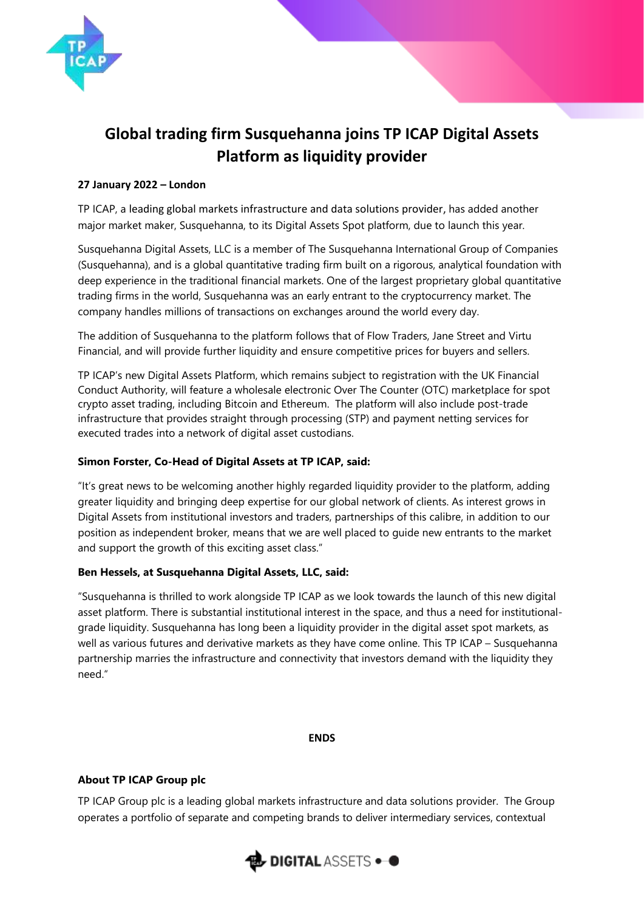# Global trading firm Susquehanna joins TP ICAP Digital Assets Platform as liquidity provider

**27 January 2022 – London**

TP ICAP, a leading global markets infrastructure and data solutions provider, has added another major market maker, Susquehanna, to its Digital Assets Spot platform, due to launch this year.

Susquehanna Digital Assets, LLC is a member of The Susquehanna International Group of Companies (Susquehanna), and is a global quantitative trading firm built on a rigorous, analytical foundation with deep experience in the traditional financial markets. One of the largest proprietary global quantitative trading firms in the world, Susquehanna was an early entrant to the cryptocurrency market. The company handles millions of transactions on exchanges around the world every day.

The addition of Susquehanna to the platform follows that of Flow Traders, Jane Street and Virtu Financial, and will provide further liquidity and ensure competitive prices for buyers and sellers.

TP ICAP's new Digital Assets Platform, which remains subject to registration with the UK Financial Conduct Authority, will feature a wholesale electronic Over The Counter (OTC) marketplace for spot crypto asset trading, including Bitcoin and Ethereum. The platform will also include post-trade infrastructure that provides straight through processing (STP) and payment netting services for executed trades into a network of digital asset custodians.

**Simon Forster, Co-Head of Digital Assets at TP ICAP, said:**

"It's great news to be welcoming another highly regarded liquidity provider to the platform, adding greater liquidity and bringing deep expertise for our global network of clients. As interest grows in Digital Assets from institutional investors and traders, partnerships of this calibre, in addition to our position as independent broker, means that we are well placed to guide new entrants to the market and support the growth of this exciting asset class."

**Ben Hessels, at Susquehanna Digital Assets, LLC, said:**

"Susquehanna is thrilled to work alongside TP ICAP as we look towards the launch of this new digital asset platform. There is substantial institutional interest in the space, and thus a need for institutional-grade liquidity. Susquehanna has long been a liquidity provider in the digital asset spot markets, as well as various futures and derivative markets as they have come online. This TP ICAP – Susquehanna partnership marries the infrastructure and connectivity that investors demand with the liquidity they need."

**ENDS**

**About TP ICAP Group plc**

TP ICAP Group plc is a leading global markets infrastructure and data solutions provider. The Group operates a portfolio of separate and competing brands to deliver intermediary services, contextual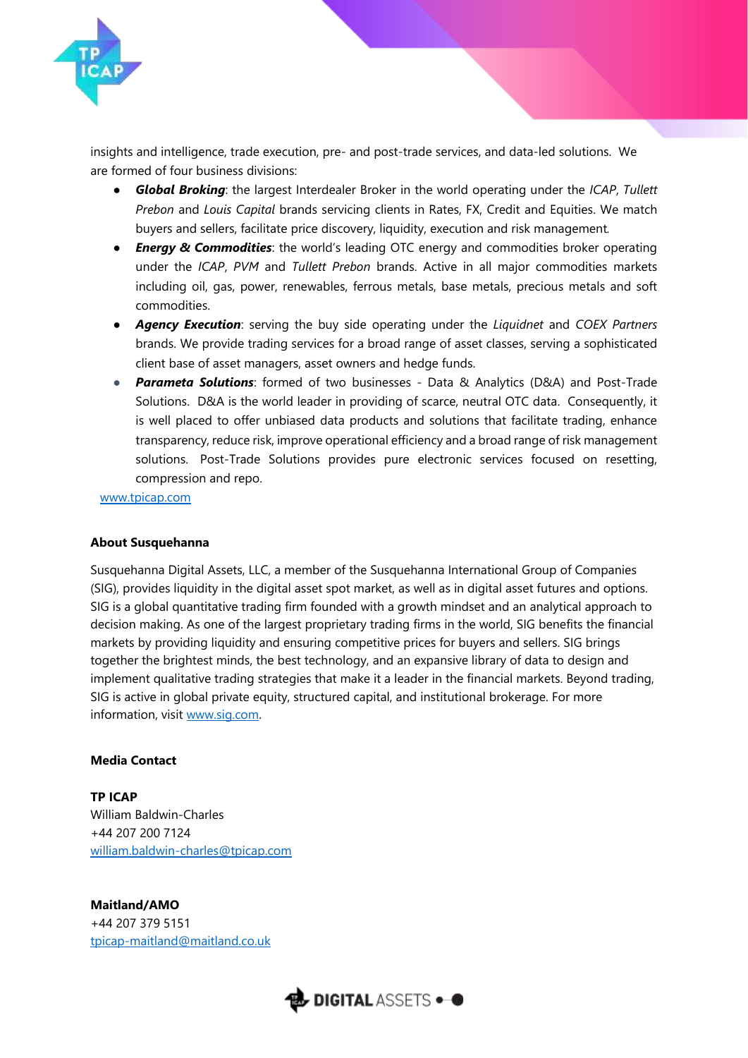insights and intelligence, trade execution, pre- and post-trade services, and data-led solutions. We are formed of four business divisions:

- ***Global Broking***: the largest Interdealer Broker in the world operating under the *ICAP*, *Tullett Prebon* and *Louis Capital* brands servicing clients in Rates, FX, Credit and Equities. We match buyers and sellers, facilitate price discovery, liquidity, execution and risk management.
- ***Energy & Commodities***: the world's leading OTC energy and commodities broker operating under the *ICAP*, *PVM* and *Tullett Prebon* brands. Active in all major commodities markets including oil, gas, power, renewables, ferrous metals, base metals, precious metals and soft commodities.
- ***Agency Execution***: serving the buy side operating under the *Liquidnet* and *COEX Partners* brands. We provide trading services for a broad range of asset classes, serving a sophisticated client base of asset managers, asset owners and hedge funds.
- ***Parameta Solutions***: formed of two businesses - Data & Analytics (D&A) and Post-Trade Solutions. D&A is the world leader in providing of scarce, neutral OTC data. Consequently, it is well placed to offer unbiased data products and solutions that facilitate trading, enhance transparency, reduce risk, improve operational efficiency and a broad range of risk management solutions. Post-Trade Solutions provides pure electronic services focused on resetting, compression and repo.

[www.tpicap.com](http://www.tpicap.com)

**About Susquehanna**

Susquehanna Digital Assets, LLC, a member of the Susquehanna International Group of Companies (SIG), provides liquidity in the digital asset spot market, as well as in digital asset futures and options. SIG is a global quantitative trading firm founded with a growth mindset and an analytical approach to decision making. As one of the largest proprietary trading firms in the world, SIG benefits the financial markets by providing liquidity and ensuring competitive prices for buyers and sellers. SIG brings together the brightest minds, the best technology, and an expansive library of data to design and implement qualitative trading strategies that make it a leader in the financial markets. Beyond trading, SIG is active in global private equity, structured capital, and institutional brokerage. For more information, visit [www.sig.com](http://www.sig.com).

**Media Contact**

**TP ICAP**
William Baldwin-Charles
+44 207 200 7124
[william.baldwin-charles@tpicap.com](mailto:william.baldwin-charles@tpicap.com)

**Maitland/AMO**
+44 207 379 5151
[tpicap-maitland@maitland.co.uk](mailto:tpicap-maitland@maitland.co.uk)